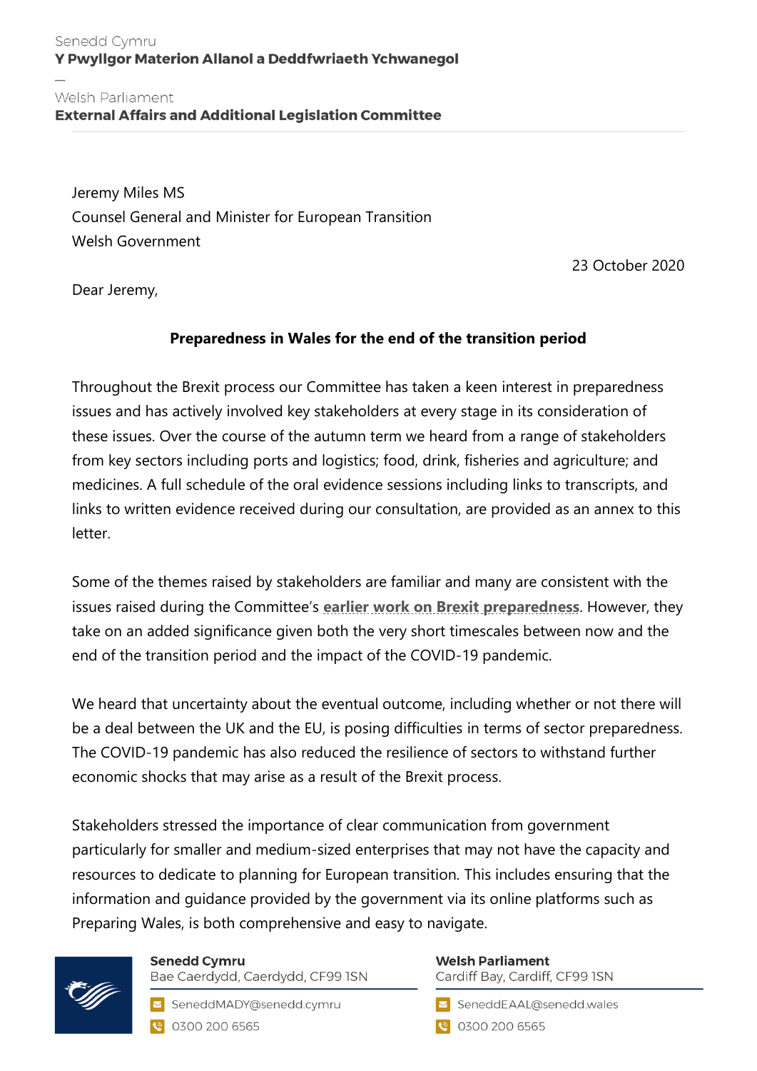Senedd Cymru
**Y Pwyllgor Materion Allanol a Deddfwriaeth Ychwanegol**

—

Welsh Parliament
**External Affairs and Additional Legislation Committee**

Jeremy Miles MS
Counsel General and Minister for European Transition
Welsh Government

23 October 2020

Dear Jeremy,

**Preparedness in Wales for the end of the transition period**

Throughout the Brexit process our Committee has taken a keen interest in preparedness issues and has actively involved key stakeholders at every stage in its consideration of these issues. Over the course of the autumn term we heard from a range of stakeholders from key sectors including ports and logistics; food, drink, fisheries and agriculture; and medicines. A full schedule of the oral evidence sessions including links to transcripts, and links to written evidence received during our consultation, are provided as an annex to this letter.

Some of the themes raised by stakeholders are familiar and many are consistent with the issues raised during the Committee's **earlier work on Brexit preparedness**. However, they take on an added significance given both the very short timescales between now and the end of the transition period and the impact of the COVID-19 pandemic.

We heard that uncertainty about the eventual outcome, including whether or not there will be a deal between the UK and the EU, is posing difficulties in terms of sector preparedness. The COVID-19 pandemic has also reduced the resilience of sectors to withstand further economic shocks that may arise as a result of the Brexit process.

Stakeholders stressed the importance of clear communication from government particularly for smaller and medium-sized enterprises that may not have the capacity and resources to dedicate to planning for European transition. This includes ensuring that the information and guidance provided by the government via its online platforms such as Preparing Wales, is both comprehensive and easy to navigate.

**Senedd Cymru**
Bae Caerdydd, Caerdydd, CF99 1SN
SeneddMADY@senedd.cymru
0300 200 6565

**Welsh Parliament**
Cardiff Bay, Cardiff, CF99 1SN
SeneddEAAL@senedd.wales
0300 200 6565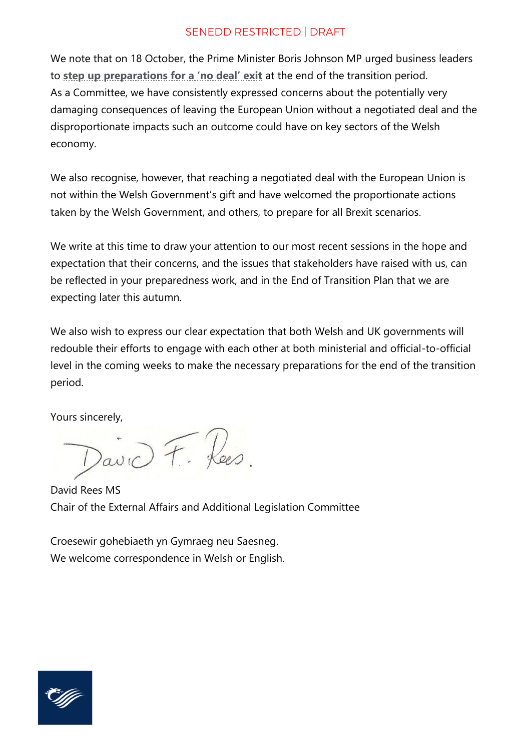We note that on 18 October, the Prime Minister Boris Johnson MP urged business leaders to **step up preparations for a 'no deal' exit** at the end of the transition period. As a Committee, we have consistently expressed concerns about the potentially very damaging consequences of leaving the European Union without a negotiated deal and the disproportionate impacts such an outcome could have on key sectors of the Welsh economy.

We also recognise, however, that reaching a negotiated deal with the European Union is not within the Welsh Government's gift and have welcomed the proportionate actions taken by the Welsh Government, and others, to prepare for all Brexit scenarios.

We write at this time to draw your attention to our most recent sessions in the hope and expectation that their concerns, and the issues that stakeholders have raised with us, can be reflected in your preparedness work, and in the End of Transition Plan that we are expecting later this autumn.

We also wish to express our clear expectation that both Welsh and UK governments will redouble their efforts to engage with each other at both ministerial and official-to-official level in the coming weeks to make the necessary preparations for the end of the transition period.

Yours sincerely,

David F. Rees.

David Rees MS
Chair of the External Affairs and Additional Legislation Committee

Croesewir gohebiaeth yn Gymraeg neu Saesneg.
We welcome correspondence in Welsh or English.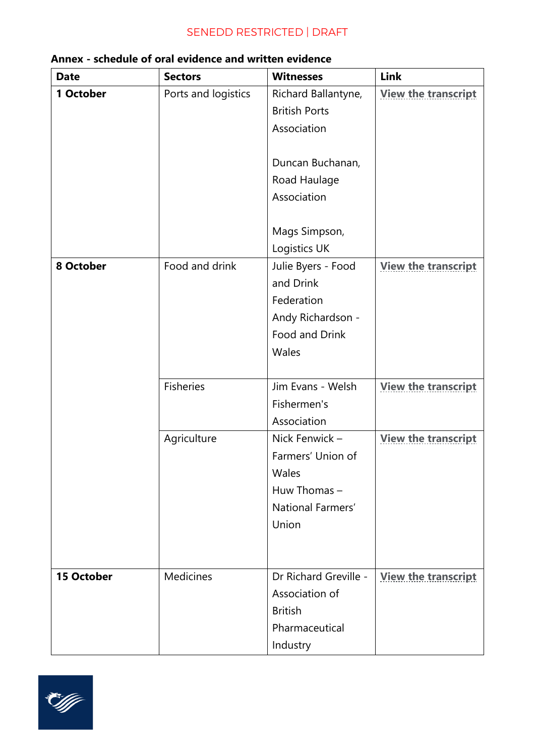**Annex - schedule of oral evidence and written evidence**

| Date | Sectors | Witnesses | Link |
|---|---|---|---|
| **1 October** | Ports and logistics | Richard Ballantyne, British Ports Association<br><br>Duncan Buchanan, Road Haulage Association<br><br>Mags Simpson, Logistics UK | View the transcript |
| **8 October** | Food and drink | Julie Byers - Food and Drink Federation<br>Andy Richardson - Food and Drink Wales | View the transcript |
| | Fisheries | Jim Evans - Welsh Fishermen's Association | View the transcript |
| | Agriculture | Nick Fenwick – Farmers' Union of Wales<br>Huw Thomas – National Farmers' Union | View the transcript |
| **15 October** | Medicines | Dr Richard Greville - Association of British Pharmaceutical Industry | View the transcript |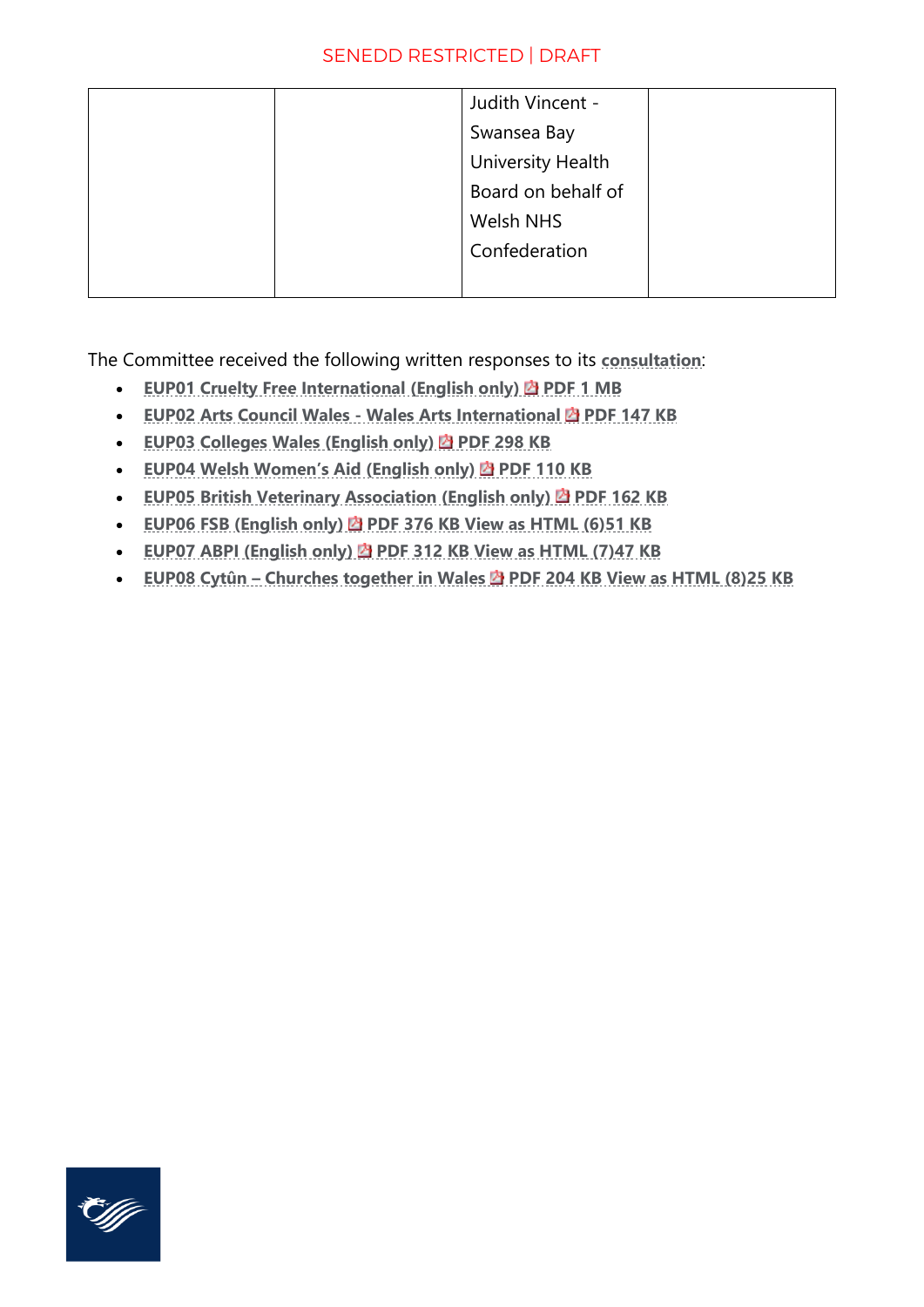| | | | |
|---|---|---|---|
| | | Judith Vincent - Swansea Bay University Health Board on behalf of Welsh NHS Confederation | |

The Committee received the following written responses to its **consultation**:

- **EUP01 Cruelty Free International (English only) PDF 1 MB**
- **EUP02 Arts Council Wales - Wales Arts International PDF 147 KB**
- **EUP03 Colleges Wales (English only) PDF 298 KB**
- **EUP04 Welsh Women's Aid (English only) PDF 110 KB**
- **EUP05 British Veterinary Association (English only) PDF 162 KB**
- **EUP06 FSB (English only) PDF 376 KB View as HTML (6)51 KB**
- **EUP07 ABPI (English only) PDF 312 KB View as HTML (7)47 KB**
- **EUP08 Cytûn – Churches together in Wales PDF 204 KB View as HTML (8)25 KB**